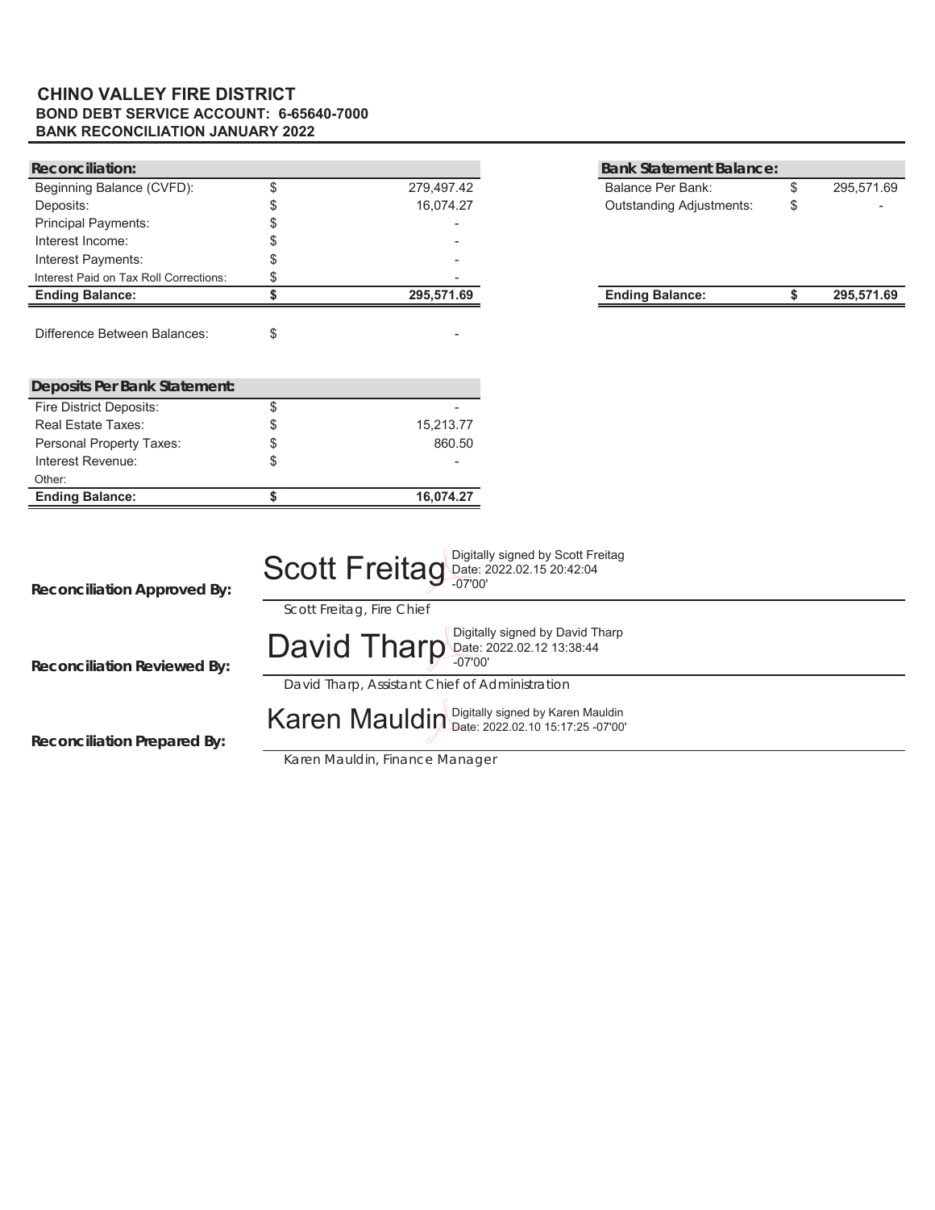**CHINO VALLEY FIRE DISTRICT**
**BOND DEBT SERVICE ACCOUNT: 6-65640-7000**
**BANK RECONCILIATION JANUARY 2022**

| Reconciliation: | | |
|---|---|---|
| Beginning Balance (CVFD): | $ | 279,497.42 |
| Deposits: | $ | 16,074.27 |
| Principal Payments: | $ | - |
| Interest Income: | $ | - |
| Interest Payments: | $ | - |
| Interest Paid on Tax Roll Corrections: | $ | - |
| **Ending Balance:** | **$** | **295,571.69** |

| Bank Statement Balance: | | |
|---|---|---|
| Balance Per Bank: | $ | 295,571.69 |
| Outstanding Adjustments: | $ | - |
| **Ending Balance:** | **$** | **295,571.69** |

Difference Between Balances: $ -

| Deposits Per Bank Statement: | | |
|---|---|---|
| Fire District Deposits: | $ | - |
| Real Estate Taxes: | $ | 15,213.77 |
| Personal Property Taxes: | $ | 860.50 |
| Interest Revenue: | $ | - |
| Other: | | |
| **Ending Balance:** | **$** | **16,074.27** |

**Reconciliation Approved By:** Scott Freitag — Digitally signed by Scott Freitag Date: 2022.02.15 20:42:04 -07'00'
Scott Freitag, Fire Chief

**Reconciliation Reviewed By:** David Tharp — Digitally signed by David Tharp Date: 2022.02.12 13:38:44 -07'00'
David Tharp, Assistant Chief of Administration

**Reconciliation Prepared By:** Karen Mauldin — Digitally signed by Karen Mauldin Date: 2022.02.10 15:17:25 -07'00'
Karen Mauldin, Finance Manager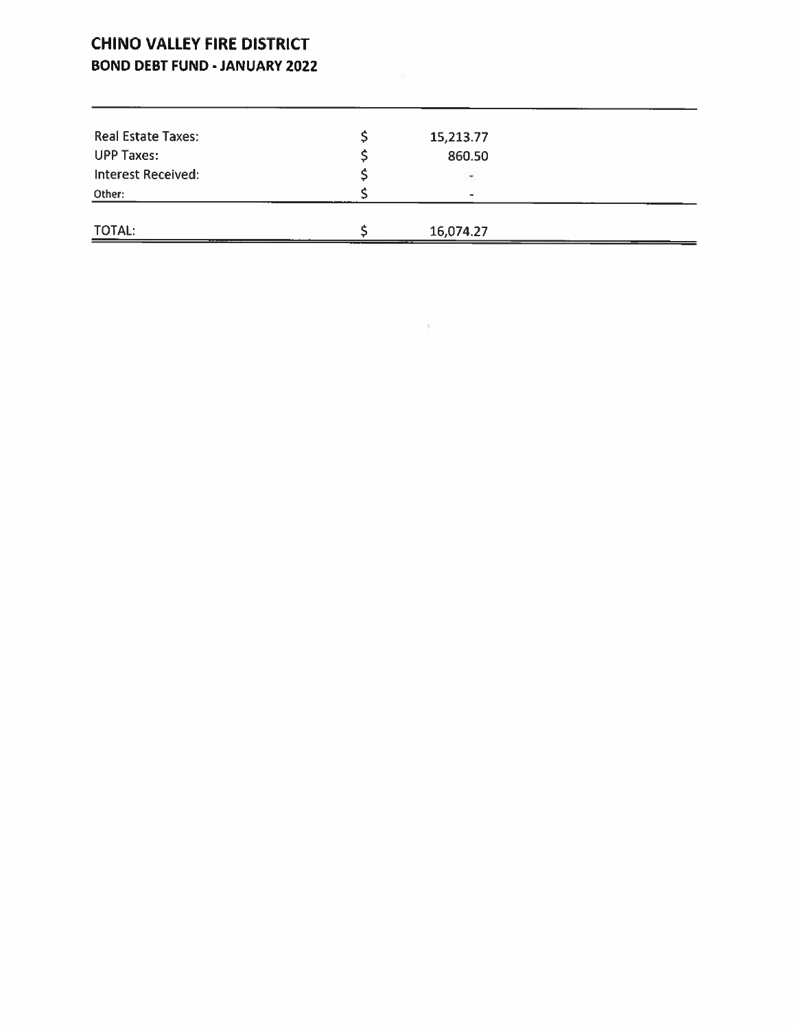# CHINO VALLEY FIRE DISTRICT

## BOND DEBT FUND - JANUARY 2022

| | | |
|---|---|---|
| Real Estate Taxes: | $ | 15,213.77 |
| UPP Taxes: | $ | 860.50 |
| Interest Received: | $ | - |
| Other: | $ | - |
| TOTAL: | $ | 16,074.27 |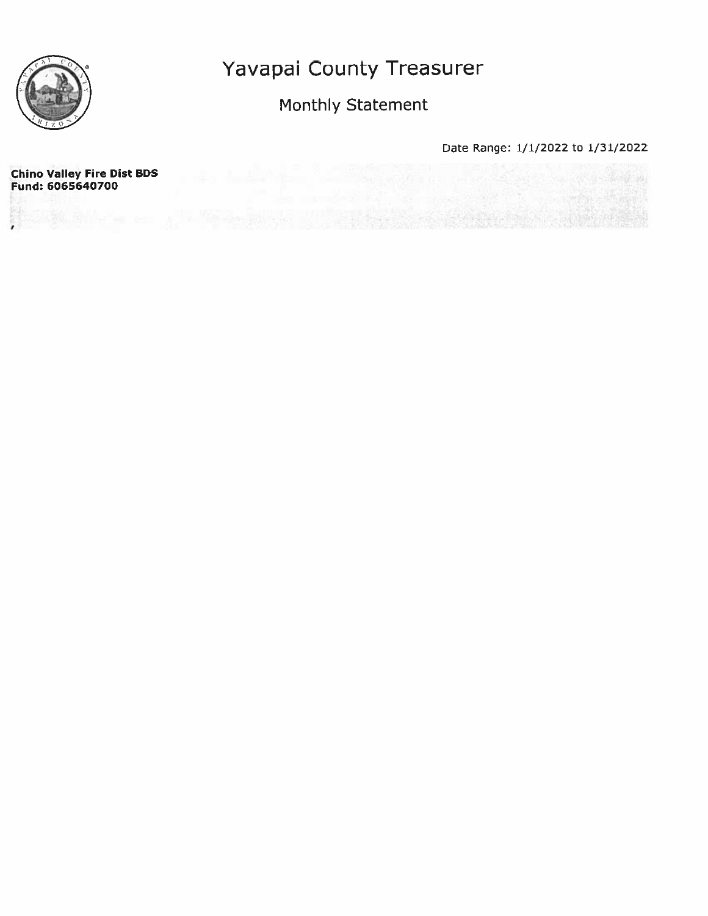# Yavapai County Treasurer

## Monthly Statement

Date Range: 1/1/2022 to 1/31/2022

**Chino Valley Fire Dist BDS**
**Fund: 6065640700**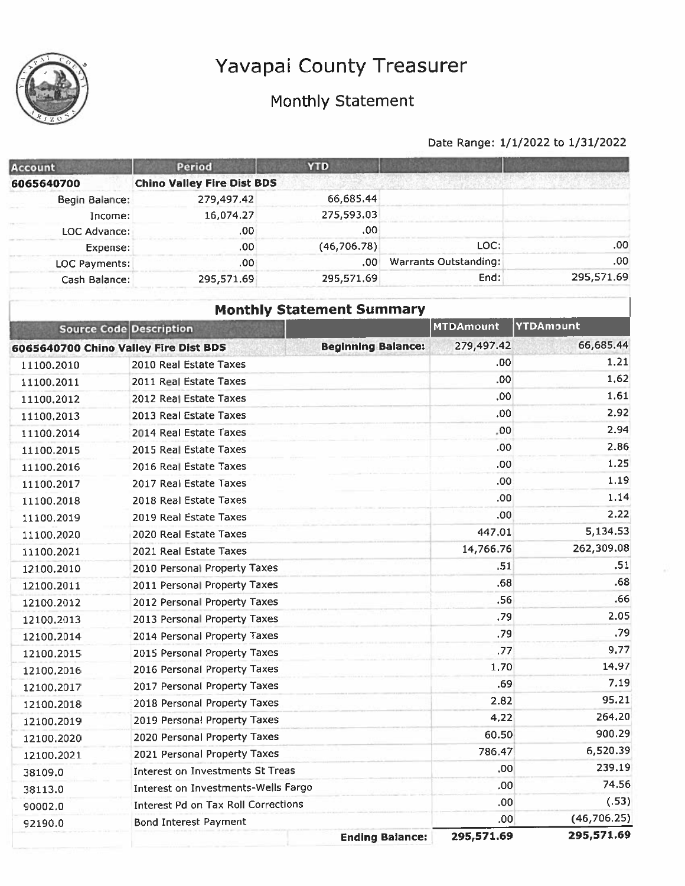# Yavapai County Treasurer

## Monthly Statement

Date Range: 1/1/2022 to 1/31/2022

| Account | Period | YTD | | |
|---|---|---|---|---|
| 6065640700 | Chino Valley Fire Dist BDS | | | |
| Begin Balance: | 279,497.42 | 66,685.44 | | |
| Income: | 16,074.27 | 275,593.03 | | |
| LOC Advance: | .00 | .00 | | |
| Expense: | .00 | (46,706.78) | LOC: | .00 |
| LOC Payments: | .00 | .00 | Warrants Outstanding: | .00 |
| Cash Balance: | 295,571.69 | 295,571.69 | End: | 295,571.69 |

## Monthly Statement Summary

| Source Code | Description | | MTDAmount | YTDAmount |
|---|---|---|---|---|
| 6065640700 Chino Valley Fire Dist BDS | | Beginning Balance: | 279,497.42 | 66,685.44 |
| 11100.2010 | 2010 Real Estate Taxes | | .00 | 1.21 |
| 11100.2011 | 2011 Real Estate Taxes | | .00 | 1.62 |
| 11100.2012 | 2012 Real Estate Taxes | | .00 | 1.61 |
| 11100.2013 | 2013 Real Estate Taxes | | .00 | 2.92 |
| 11100.2014 | 2014 Real Estate Taxes | | .00 | 2.94 |
| 11100.2015 | 2015 Real Estate Taxes | | .00 | 2.86 |
| 11100.2016 | 2016 Real Estate Taxes | | .00 | 1.25 |
| 11100.2017 | 2017 Real Estate Taxes | | .00 | 1.19 |
| 11100.2018 | 2018 Real Estate Taxes | | .00 | 1.14 |
| 11100.2019 | 2019 Real Estate Taxes | | .00 | 2.22 |
| 11100.2020 | 2020 Real Estate Taxes | | 447.01 | 5,134.53 |
| 11100.2021 | 2021 Real Estate Taxes | | 14,766.76 | 262,309.08 |
| 12100.2010 | 2010 Personal Property Taxes | | .51 | .51 |
| 12100.2011 | 2011 Personal Property Taxes | | .68 | .68 |
| 12100.2012 | 2012 Personal Property Taxes | | .56 | .66 |
| 12100.2013 | 2013 Personal Property Taxes | | .79 | 2.05 |
| 12100.2014 | 2014 Personal Property Taxes | | .79 | .79 |
| 12100.2015 | 2015 Personal Property Taxes | | .77 | 9.77 |
| 12100.2016 | 2016 Personal Property Taxes | | 1.70 | 14.97 |
| 12100.2017 | 2017 Personal Property Taxes | | .69 | 7.19 |
| 12100.2018 | 2018 Personal Property Taxes | | 2.82 | 95.21 |
| 12100.2019 | 2019 Personal Property Taxes | | 4.22 | 264.20 |
| 12100.2020 | 2020 Personal Property Taxes | | 60.50 | 900.29 |
| 12100.2021 | 2021 Personal Property Taxes | | 786.47 | 6,520.39 |
| 38109.0 | Interest on Investments St Treas | | .00 | 239.19 |
| 38113.0 | Interest on Investments-Wells Fargo | | .00 | 74.56 |
| 90002.0 | Interest Pd on Tax Roll Corrections | | .00 | (.53) |
| 92190.0 | Bond Interest Payment | | .00 | (46,706.25) |
| | | Ending Balance: | 295,571.69 | 295,571.69 |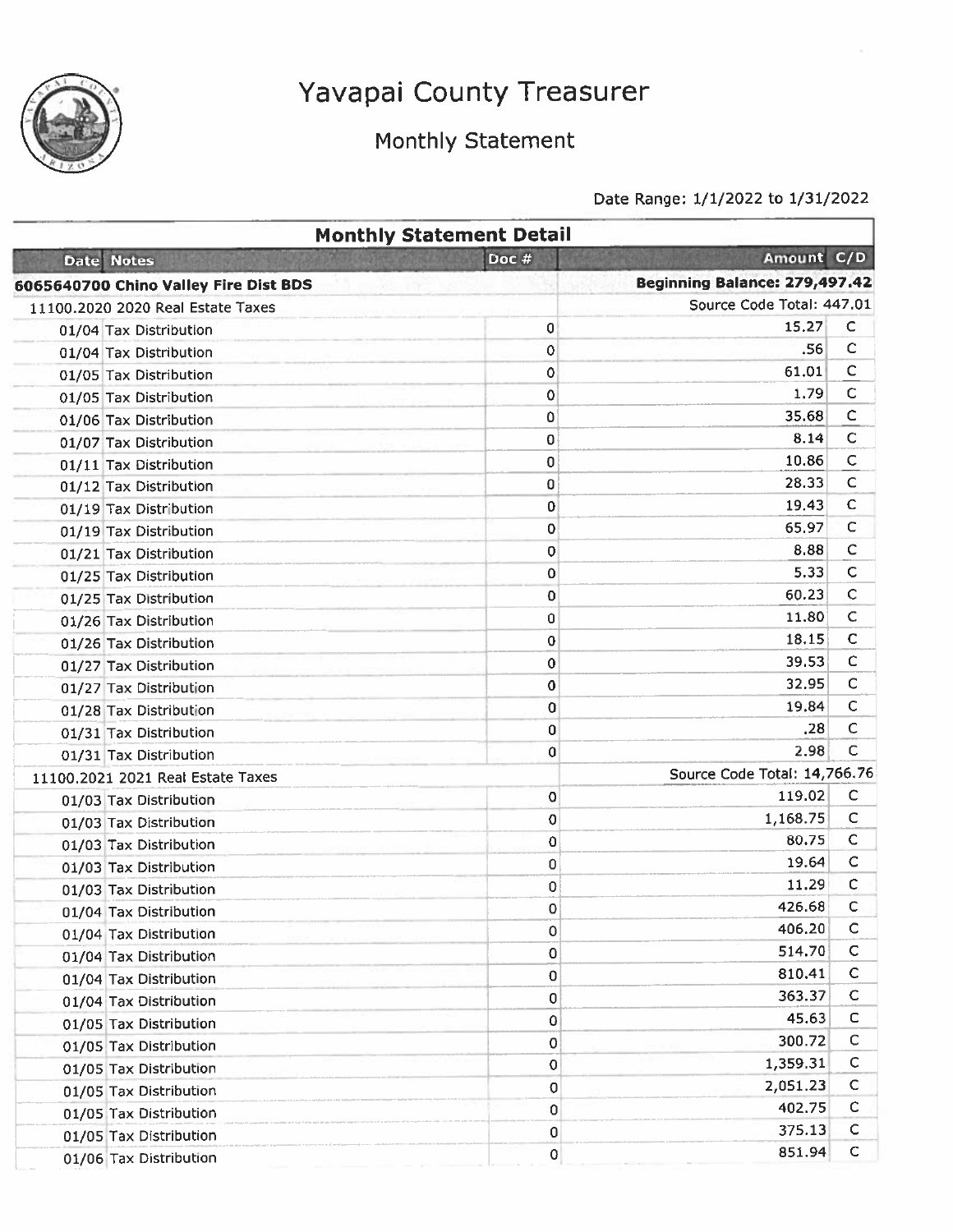# Yavapai County Treasurer

## Monthly Statement

Date Range: 1/1/2022 to 1/31/2022

### Monthly Statement Detail

| Date | Notes | Doc # | Amount | C/D |
|---|---|---|---|---|
| **6065640700 Chino Valley Fire Dist BDS** | | | **Beginning Balance: 279,497.42** | |
| 11100.2020 2020 Real Estate Taxes | | | Source Code Total: 447.01 | |
| 01/04 | Tax Distribution | 0 | 15.27 | C |
| 01/04 | Tax Distribution | 0 | .56 | C |
| 01/05 | Tax Distribution | 0 | 61.01 | C |
| 01/05 | Tax Distribution | 0 | 1.79 | C |
| 01/06 | Tax Distribution | 0 | 35.68 | C |
| 01/07 | Tax Distribution | 0 | 8.14 | C |
| 01/11 | Tax Distribution | 0 | 10.86 | C |
| 01/12 | Tax Distribution | 0 | 28.33 | C |
| 01/19 | Tax Distribution | 0 | 19.43 | C |
| 01/19 | Tax Distribution | 0 | 65.97 | C |
| 01/21 | Tax Distribution | 0 | 8.88 | C |
| 01/25 | Tax Distribution | 0 | 5.33 | C |
| 01/25 | Tax Distribution | 0 | 60.23 | C |
| 01/26 | Tax Distribution | 0 | 11.80 | C |
| 01/26 | Tax Distribution | 0 | 18.15 | C |
| 01/27 | Tax Distribution | 0 | 39.53 | C |
| 01/27 | Tax Distribution | 0 | 32.95 | C |
| 01/28 | Tax Distribution | 0 | 19.84 | C |
| 01/31 | Tax Distribution | 0 | .28 | C |
| 01/31 | Tax Distribution | 0 | 2.98 | C |
| 11100.2021 2021 Real Estate Taxes | | | Source Code Total: 14,766.76 | |
| 01/03 | Tax Distribution | 0 | 119.02 | C |
| 01/03 | Tax Distribution | 0 | 1,168.75 | C |
| 01/03 | Tax Distribution | 0 | 80.75 | C |
| 01/03 | Tax Distribution | 0 | 19.64 | C |
| 01/03 | Tax Distribution | 0 | 11.29 | C |
| 01/04 | Tax Distribution | 0 | 426.68 | C |
| 01/04 | Tax Distribution | 0 | 406.20 | C |
| 01/04 | Tax Distribution | 0 | 514.70 | C |
| 01/04 | Tax Distribution | 0 | 810.41 | C |
| 01/04 | Tax Distribution | 0 | 363.37 | C |
| 01/05 | Tax Distribution | 0 | 45.63 | C |
| 01/05 | Tax Distribution | 0 | 300.72 | C |
| 01/05 | Tax Distribution | 0 | 1,359.31 | C |
| 01/05 | Tax Distribution | 0 | 2,051.23 | C |
| 01/05 | Tax Distribution | 0 | 402.75 | C |
| 01/05 | Tax Distribution | 0 | 375.13 | C |
| 01/06 | Tax Distribution | 0 | 851.94 | C |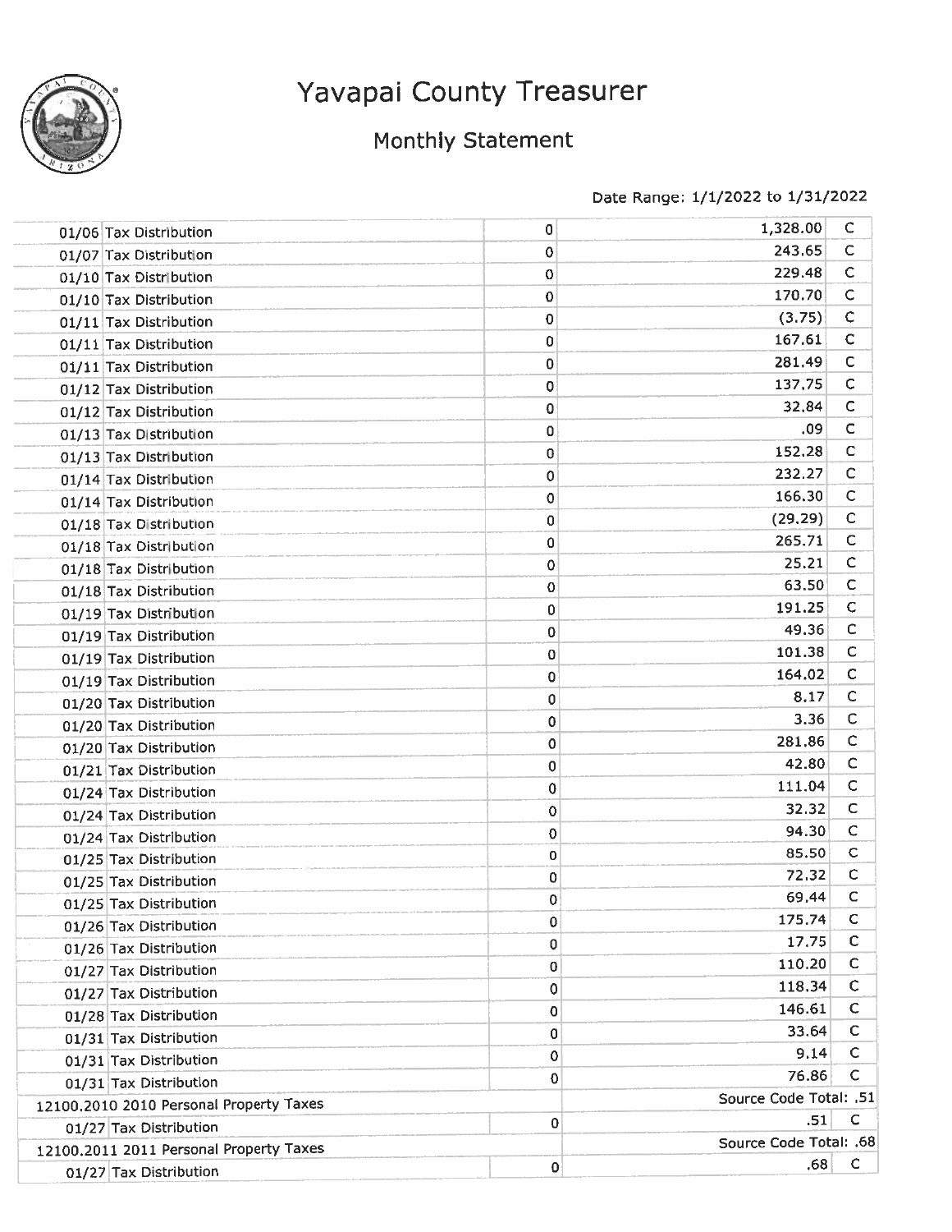# Yavapai County Treasurer

## Monthly Statement

Date Range: 1/1/2022 to 1/31/2022

| | | | |
|---|---|---|---|
| 01/06 Tax Distribution | 0 | 1,328.00 | C |
| 01/07 Tax Distribution | 0 | 243.65 | C |
| 01/10 Tax Distribution | 0 | 229.48 | C |
| 01/10 Tax Distribution | 0 | 170.70 | C |
| 01/11 Tax Distribution | 0 | (3.75) | C |
| 01/11 Tax Distribution | 0 | 167.61 | C |
| 01/11 Tax Distribution | 0 | 281.49 | C |
| 01/12 Tax Distribution | 0 | 137.75 | C |
| 01/12 Tax Distribution | 0 | 32.84 | C |
| 01/13 Tax Distribution | 0 | .09 | C |
| 01/13 Tax Distribution | 0 | 152.28 | C |
| 01/14 Tax Distribution | 0 | 232.27 | C |
| 01/14 Tax Distribution | 0 | 166.30 | C |
| 01/18 Tax Distribution | 0 | (29.29) | C |
| 01/18 Tax Distribution | 0 | 265.71 | C |
| 01/18 Tax Distribution | 0 | 25.21 | C |
| 01/18 Tax Distribution | 0 | 63.50 | C |
| 01/19 Tax Distribution | 0 | 191.25 | C |
| 01/19 Tax Distribution | 0 | 49.36 | C |
| 01/19 Tax Distribution | 0 | 101.38 | C |
| 01/19 Tax Distribution | 0 | 164.02 | C |
| 01/20 Tax Distribution | 0 | 8.17 | C |
| 01/20 Tax Distribution | 0 | 3.36 | C |
| 01/20 Tax Distribution | 0 | 281.86 | C |
| 01/21 Tax Distribution | 0 | 42.80 | C |
| 01/24 Tax Distribution | 0 | 111.04 | C |
| 01/24 Tax Distribution | 0 | 32.32 | C |
| 01/24 Tax Distribution | 0 | 94.30 | C |
| 01/25 Tax Distribution | 0 | 85.50 | C |
| 01/25 Tax Distribution | 0 | 72.32 | C |
| 01/25 Tax Distribution | 0 | 69.44 | C |
| 01/26 Tax Distribution | 0 | 175.74 | C |
| 01/26 Tax Distribution | 0 | 17.75 | C |
| 01/27 Tax Distribution | 0 | 110.20 | C |
| 01/27 Tax Distribution | 0 | 118.34 | C |
| 01/28 Tax Distribution | 0 | 146.61 | C |
| 01/31 Tax Distribution | 0 | 33.64 | C |
| 01/31 Tax Distribution | 0 | 9.14 | C |
| 01/31 Tax Distribution | 0 | 76.86 | C |
| 12100.2010 2010 Personal Property Taxes | | Source Code Total: .51 | |
| 01/27 Tax Distribution | 0 | .51 | C |
| 12100.2011 2011 Personal Property Taxes | | Source Code Total: .68 | |
| 01/27 Tax Distribution | 0 | .68 | C |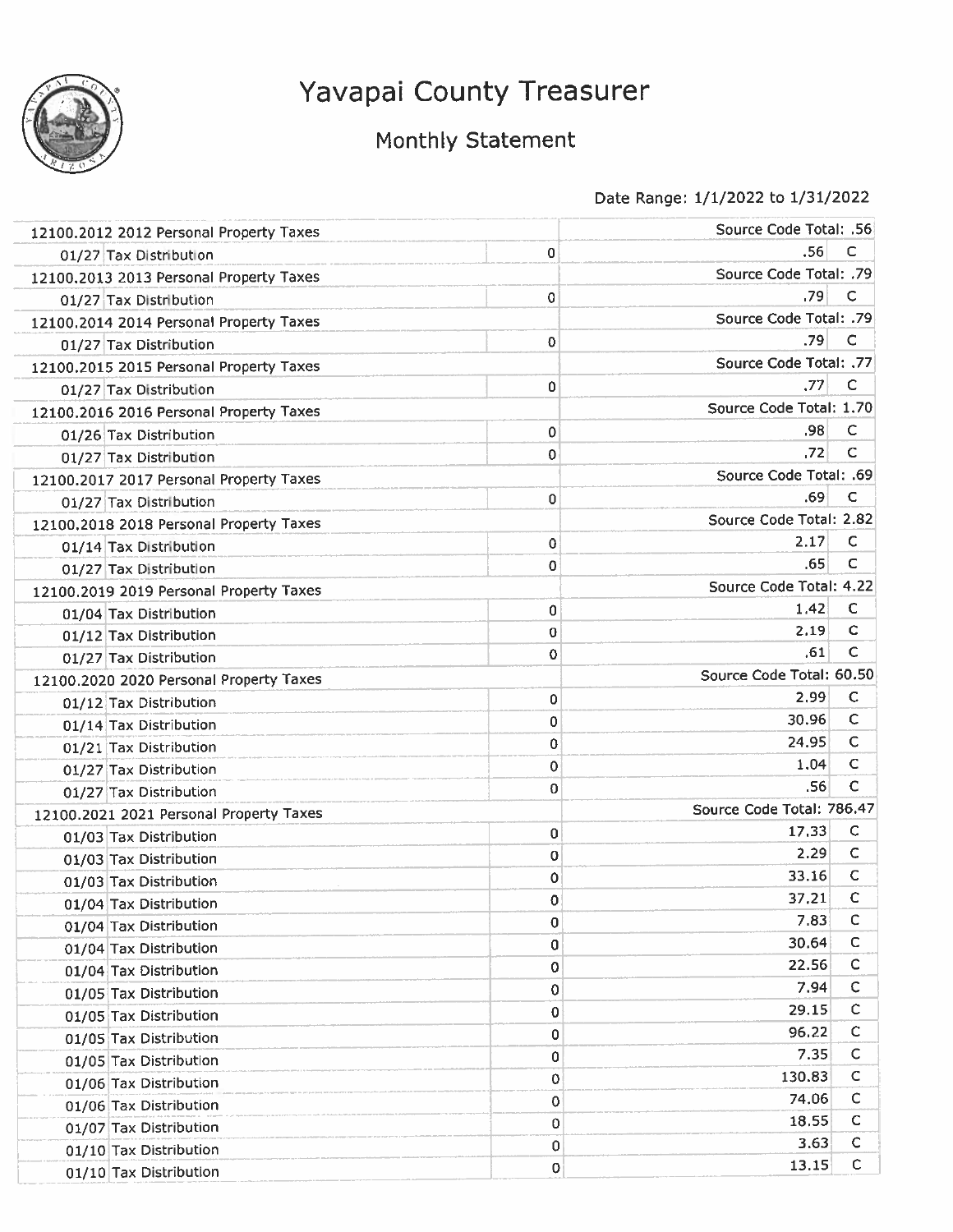# Yavapai County Treasurer

## Monthly Statement

Date Range: 1/1/2022 to 1/31/2022

| | | | | |
|---|---|---|---|---|
| 12100.2012 2012 Personal Property Taxes | | | Source Code Total: .56 | |
| 01/27 | Tax Distribution | 0 | .56 | C |
| 12100.2013 2013 Personal Property Taxes | | | Source Code Total: .79 | |
| 01/27 | Tax Distribution | 0 | .79 | C |
| 12100.2014 2014 Personal Property Taxes | | | Source Code Total: .79 | |
| 01/27 | Tax Distribution | 0 | .79 | C |
| 12100.2015 2015 Personal Property Taxes | | | Source Code Total: .77 | |
| 01/27 | Tax Distribution | 0 | .77 | C |
| 12100.2016 2016 Personal Property Taxes | | | Source Code Total: 1.70 | |
| 01/26 | Tax Distribution | 0 | .98 | C |
| 01/27 | Tax Distribution | 0 | .72 | C |
| 12100.2017 2017 Personal Property Taxes | | | Source Code Total: .69 | |
| 01/27 | Tax Distribution | 0 | .69 | C |
| 12100.2018 2018 Personal Property Taxes | | | Source Code Total: 2.82 | |
| 01/14 | Tax Distribution | 0 | 2.17 | C |
| 01/27 | Tax Distribution | 0 | .65 | C |
| 12100.2019 2019 Personal Property Taxes | | | Source Code Total: 4.22 | |
| 01/04 | Tax Distribution | 0 | 1.42 | C |
| 01/12 | Tax Distribution | 0 | 2.19 | C |
| 01/27 | Tax Distribution | 0 | .61 | C |
| 12100.2020 2020 Personal Property Taxes | | | Source Code Total: 60.50 | |
| 01/12 | Tax Distribution | 0 | 2.99 | C |
| 01/14 | Tax Distribution | 0 | 30.96 | C |
| 01/21 | Tax Distribution | 0 | 24.95 | C |
| 01/27 | Tax Distribution | 0 | 1.04 | C |
| 01/27 | Tax Distribution | 0 | .56 | C |
| 12100.2021 2021 Personal Property Taxes | | | Source Code Total: 786.47 | |
| 01/03 | Tax Distribution | 0 | 17.33 | C |
| 01/03 | Tax Distribution | 0 | 2.29 | C |
| 01/03 | Tax Distribution | 0 | 33.16 | C |
| 01/04 | Tax Distribution | 0 | 37.21 | C |
| 01/04 | Tax Distribution | 0 | 7.83 | C |
| 01/04 | Tax Distribution | 0 | 30.64 | C |
| 01/04 | Tax Distribution | 0 | 22.56 | C |
| 01/05 | Tax Distribution | 0 | 7.94 | C |
| 01/05 | Tax Distribution | 0 | 29.15 | C |
| 01/05 | Tax Distribution | 0 | 96.22 | C |
| 01/05 | Tax Distribution | 0 | 7.35 | C |
| 01/06 | Tax Distribution | 0 | 130.83 | C |
| 01/06 | Tax Distribution | 0 | 74.06 | C |
| 01/07 | Tax Distribution | 0 | 18.55 | C |
| 01/10 | Tax Distribution | 0 | 3.63 | C |
| 01/10 | Tax Distribution | 0 | 13.15 | C |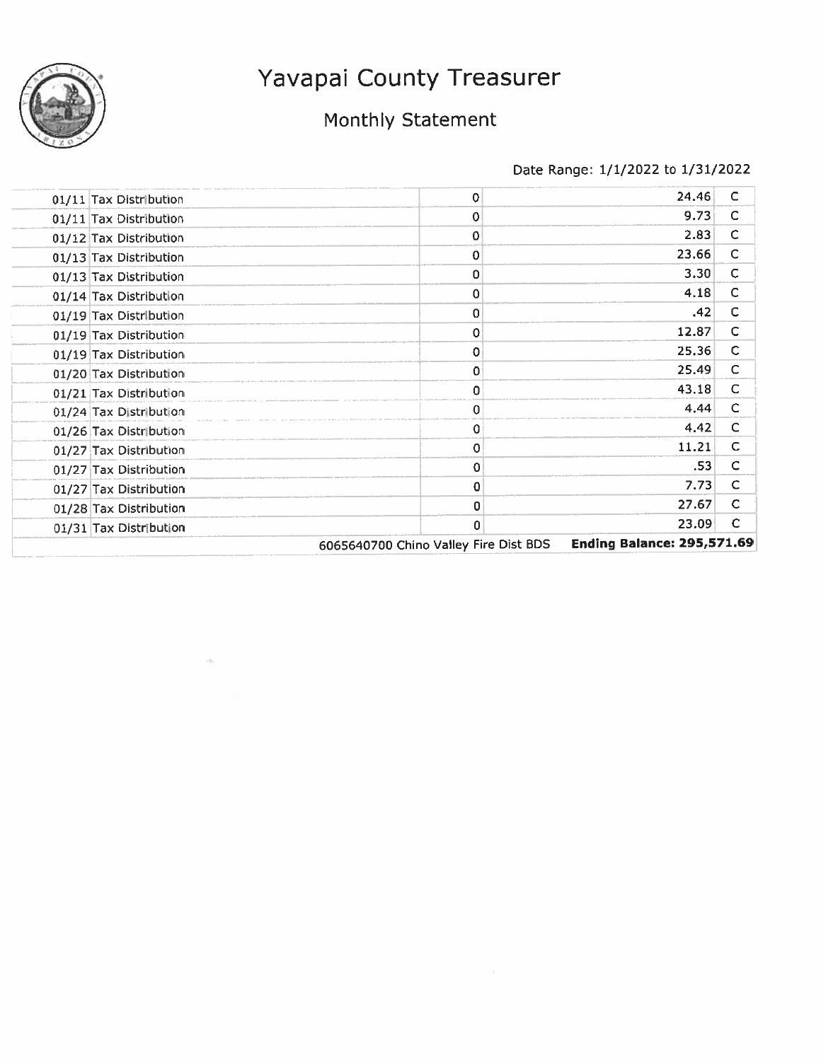# Yavapai County Treasurer

## Monthly Statement

Date Range: 1/1/2022 to 1/31/2022

| Date | Description | | Amount | |
|---|---|---|---|---|
| 01/11 | Tax Distribution | 0 | 24.46 | C |
| 01/11 | Tax Distribution | 0 | 9.73 | C |
| 01/12 | Tax Distribution | 0 | 2.83 | C |
| 01/13 | Tax Distribution | 0 | 23.66 | C |
| 01/13 | Tax Distribution | 0 | 3.30 | C |
| 01/14 | Tax Distribution | 0 | 4.18 | C |
| 01/19 | Tax Distribution | 0 | .42 | C |
| 01/19 | Tax Distribution | 0 | 12.87 | C |
| 01/19 | Tax Distribution | 0 | 25.36 | C |
| 01/20 | Tax Distribution | 0 | 25.49 | C |
| 01/21 | Tax Distribution | 0 | 43.18 | C |
| 01/24 | Tax Distribution | 0 | 4.44 | C |
| 01/26 | Tax Distribution | 0 | 4.42 | C |
| 01/27 | Tax Distribution | 0 | 11.21 | C |
| 01/27 | Tax Distribution | 0 | .53 | C |
| 01/27 | Tax Distribution | 0 | 7.73 | C |
| 01/28 | Tax Distribution | 0 | 27.67 | C |
| 01/31 | Tax Distribution | 0 | 23.09 | C |
| | | 6065640700 Chino Valley Fire Dist BDS | **Ending Balance: 295,571.69** | |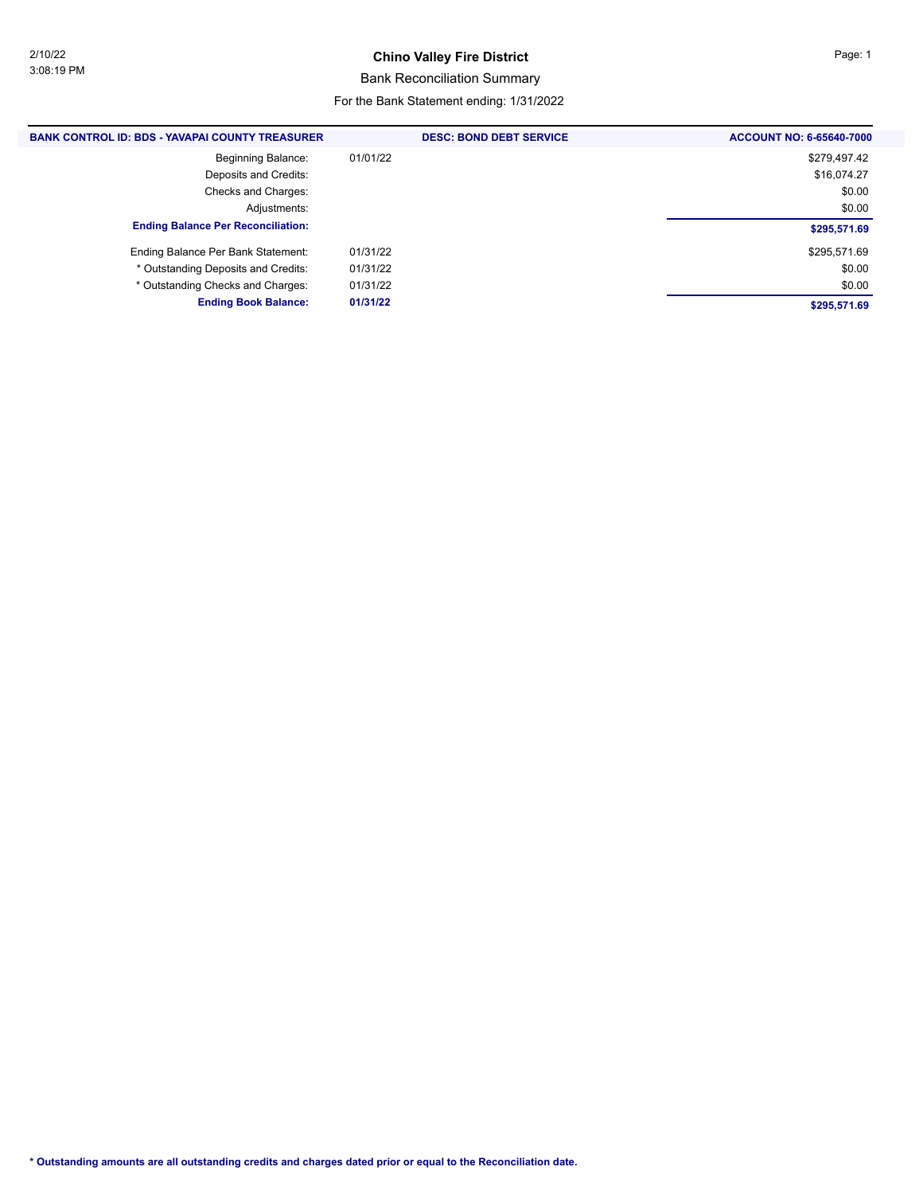# Chino Valley Fire District

## Bank Reconciliation Summary

For the Bank Statement ending: 1/31/2022

| BANK CONTROL ID: BDS - YAVAPAI COUNTY TREASURER | DESC: BOND DEBT SERVICE | ACCOUNT NO: 6-65640-7000 |
|---|---|---|
| Beginning Balance: | 01/01/22 | $279,497.42 |
| Deposits and Credits: | | $16,074.27 |
| Checks and Charges: | | $0.00 |
| Adjustments: | | $0.00 |
| **Ending Balance Per Reconciliation:** | | **$295,571.69** |
| Ending Balance Per Bank Statement: | 01/31/22 | $295,571.69 |
| * Outstanding Deposits and Credits: | 01/31/22 | $0.00 |
| * Outstanding Checks and Charges: | 01/31/22 | $0.00 |
| **Ending Book Balance:** | **01/31/22** | **$295,571.69** |

**\* Outstanding amounts are all outstanding credits and charges dated prior or equal to the Reconciliation date.**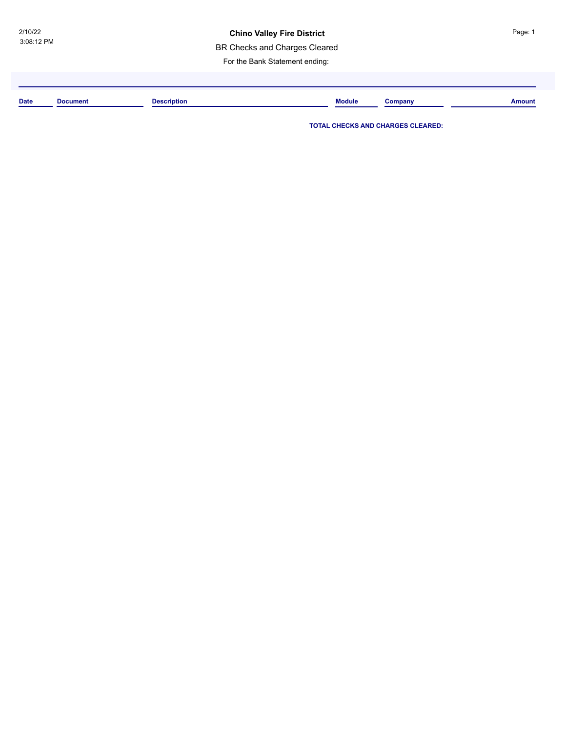2/10/22
3:08:12 PM

# Chino Valley Fire District

## BR Checks and Charges Cleared

For the Bank Statement ending:

| Date | Document | Description | Module | Company | Amount |
|---|---|---|---|---|---|

**TOTAL CHECKS AND CHARGES CLEARED:**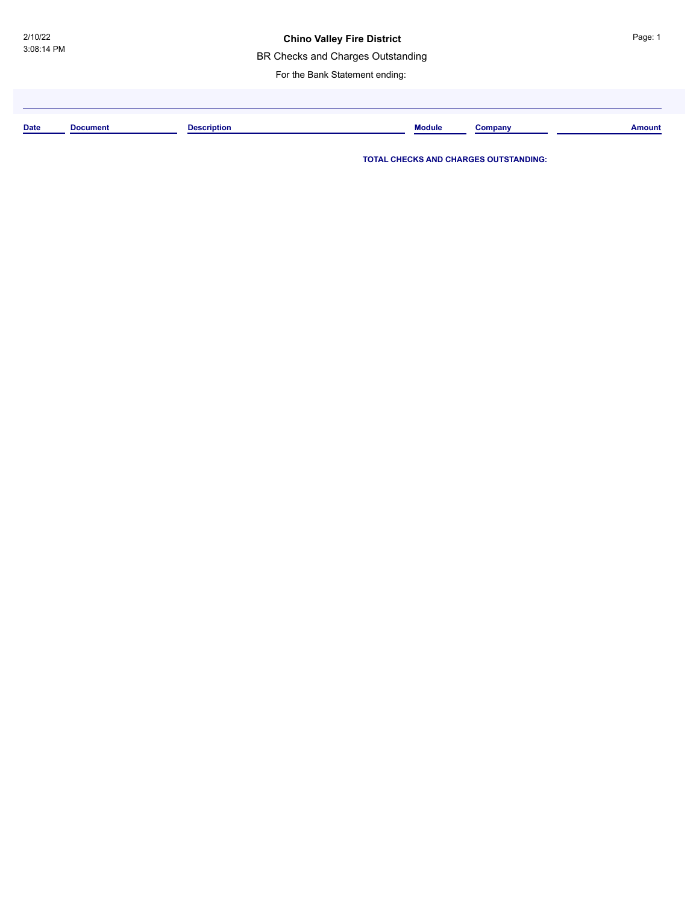# Chino Valley Fire District

BR Checks and Charges Outstanding

For the Bank Statement ending:

| Date | Document | Description | Module | Company | Amount |
|---|---|---|---|---|---|

**TOTAL CHECKS AND CHARGES OUTSTANDING:**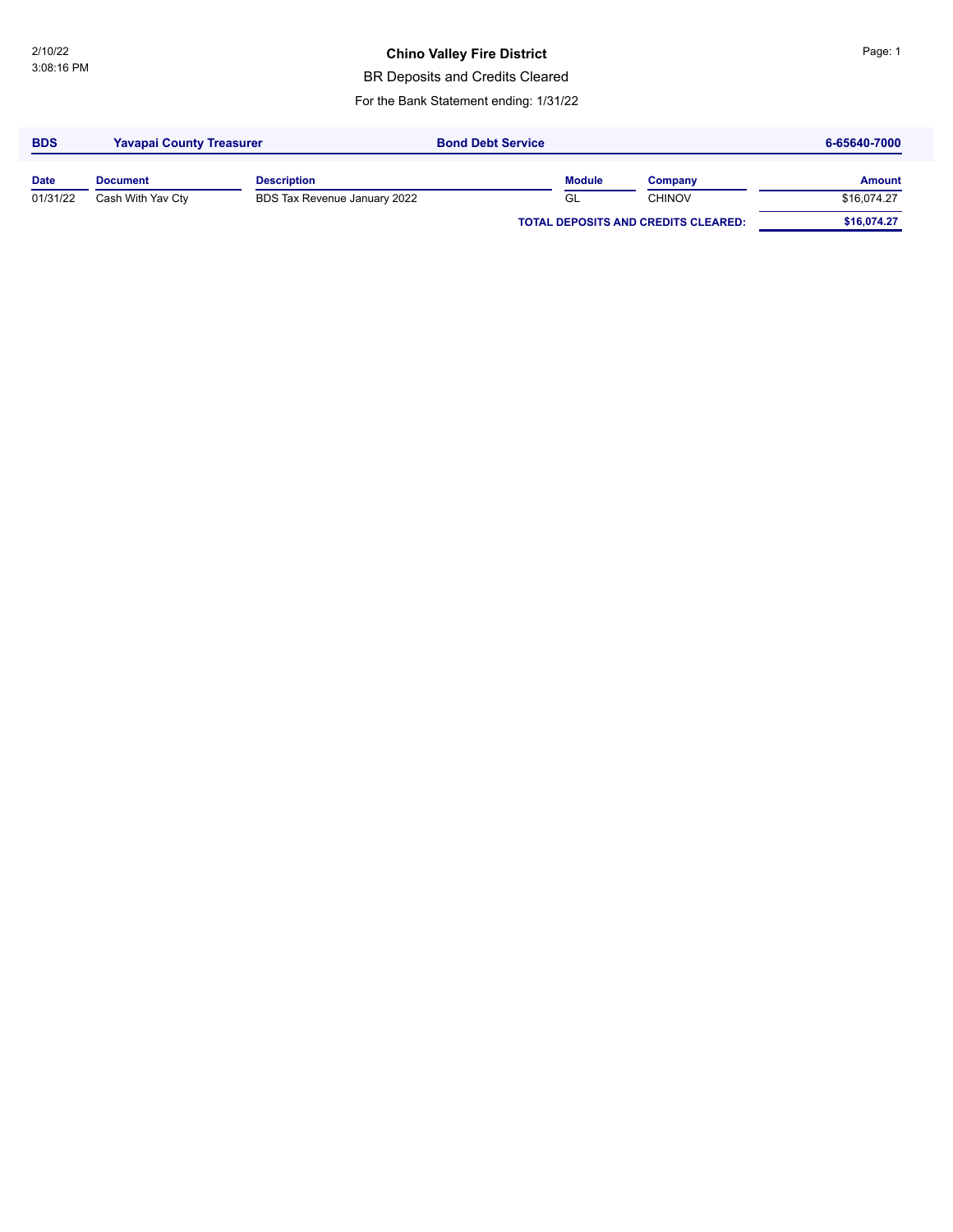# Chino Valley Fire District

## BR Deposits and Credits Cleared

For the Bank Statement ending: 1/31/22

| BDS | Yavapai County Treasurer | Bond Debt Service | | | 6-65640-7000 |
|---|---|---|---|---|---|
| **Date** | **Document** | **Description** | **Module** | **Company** | **Amount** |
| 01/31/22 | Cash With Yav Cty | BDS Tax Revenue January 2022 | GL | CHINOV | $16,074.27 |
| | | | **TOTAL DEPOSITS AND CREDITS CLEARED:** | | **$16,074.27** |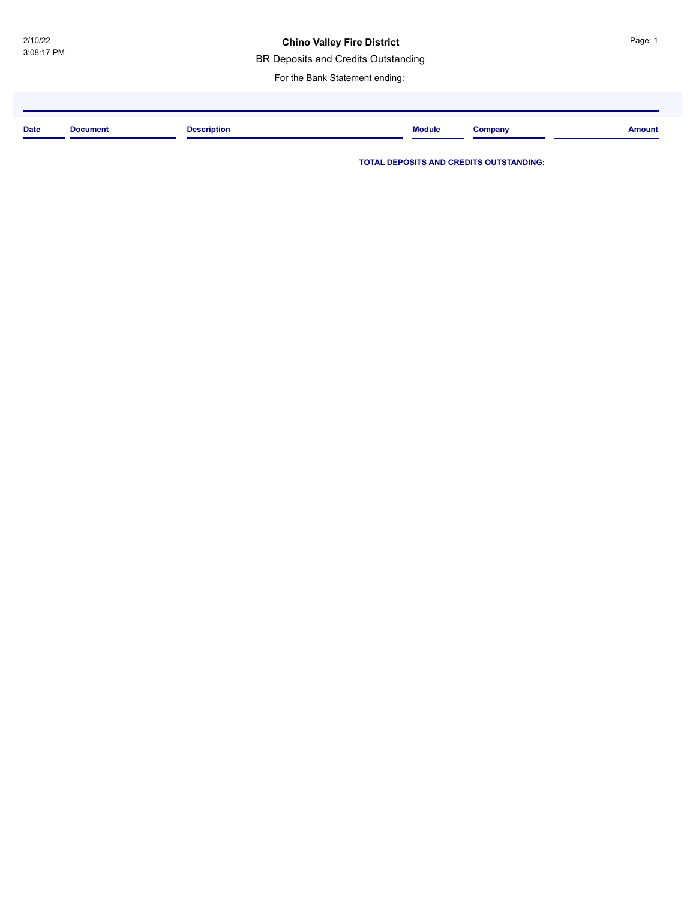# Chino Valley Fire District

BR Deposits and Credits Outstanding

For the Bank Statement ending:

| Date | Document | Description | Module | Company | Amount |
| --- | --- | --- | --- | --- | --- |

**TOTAL DEPOSITS AND CREDITS OUTSTANDING:**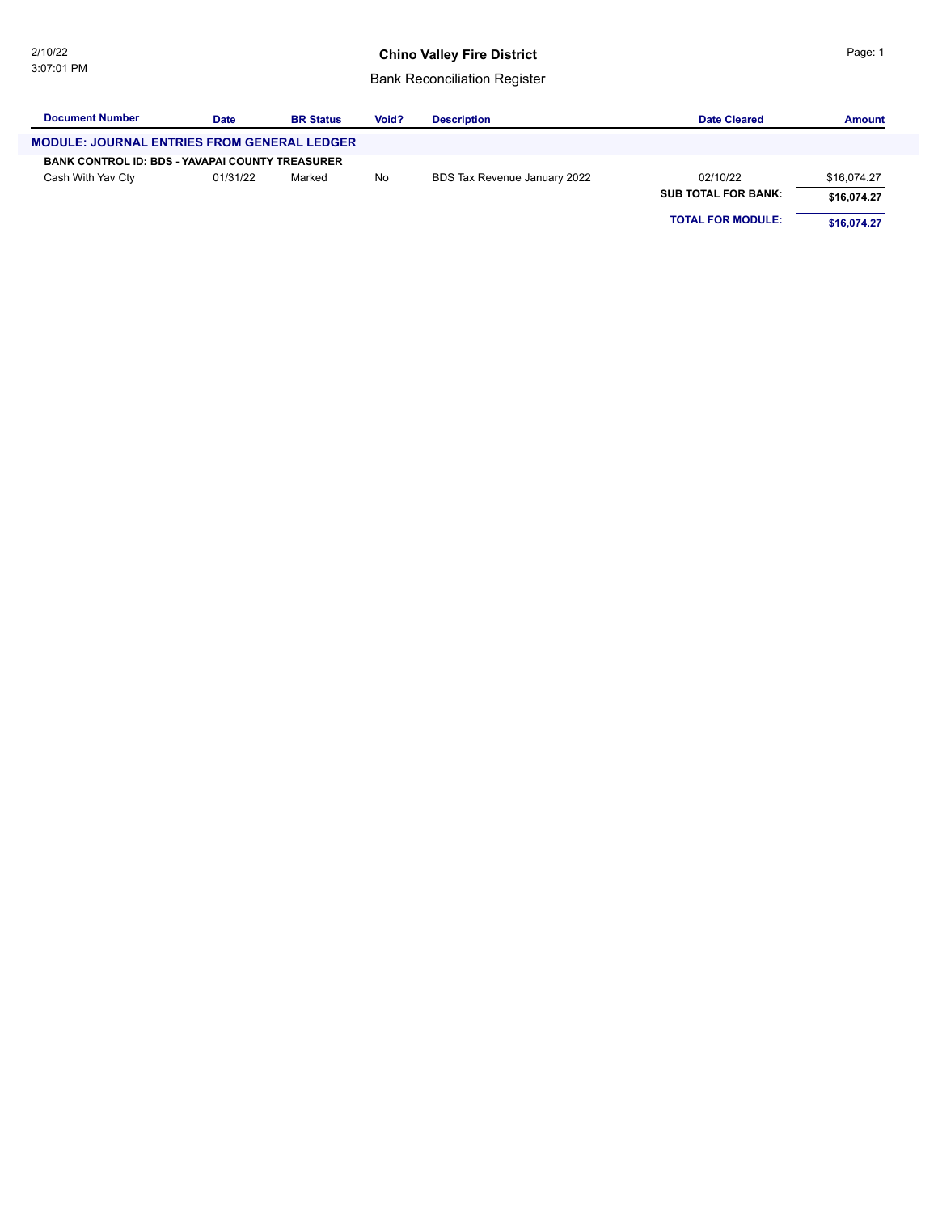# Chino Valley Fire District

## Bank Reconciliation Register

| Document Number | Date | BR Status | Void? | Description | Date Cleared | Amount |
|---|---|---|---|---|---|---|
| **MODULE: JOURNAL ENTRIES FROM GENERAL LEDGER** | | | | | | |
| **BANK CONTROL ID: BDS - YAVAPAI COUNTY TREASURER** | | | | | | |
| Cash With Yav Cty | 01/31/22 | Marked | No | BDS Tax Revenue January 2022 | 02/10/22 | $16,074.27 |
| | | | | | **SUB TOTAL FOR BANK:** | **$16,074.27** |
| | | | | | **TOTAL FOR MODULE:** | **$16,074.27** |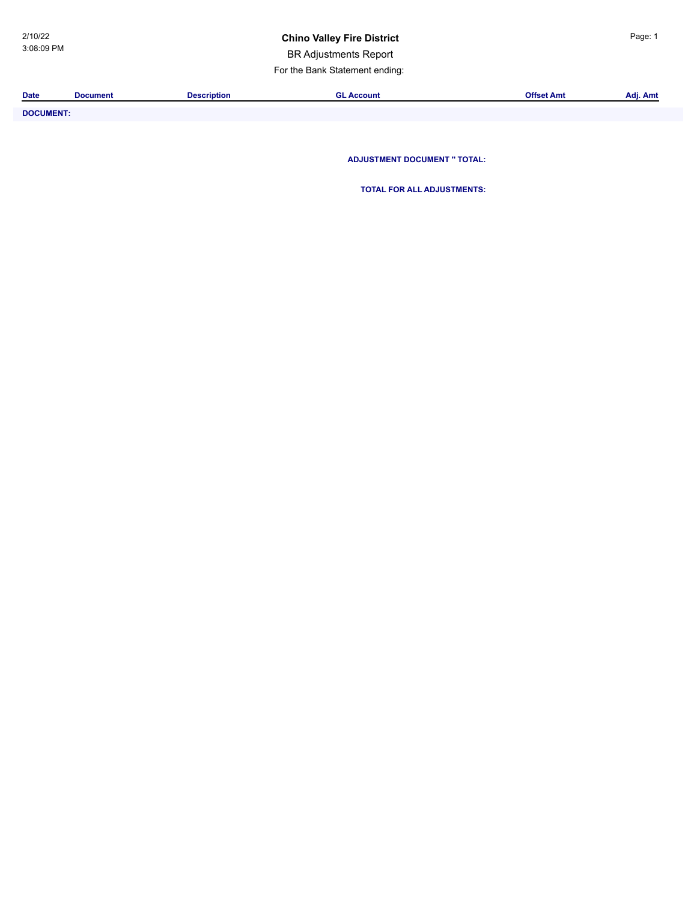2/10/22
3:08:09 PM

# Chino Valley Fire District

BR Adjustments Report

For the Bank Statement ending:

| Date | Document | Description | GL Account | Offset Amt | Adj. Amt |
| --- | --- | --- | --- | --- | --- |
| **DOCUMENT:** | | | | | |

**ADJUSTMENT DOCUMENT '' TOTAL:**

**TOTAL FOR ALL ADJUSTMENTS:**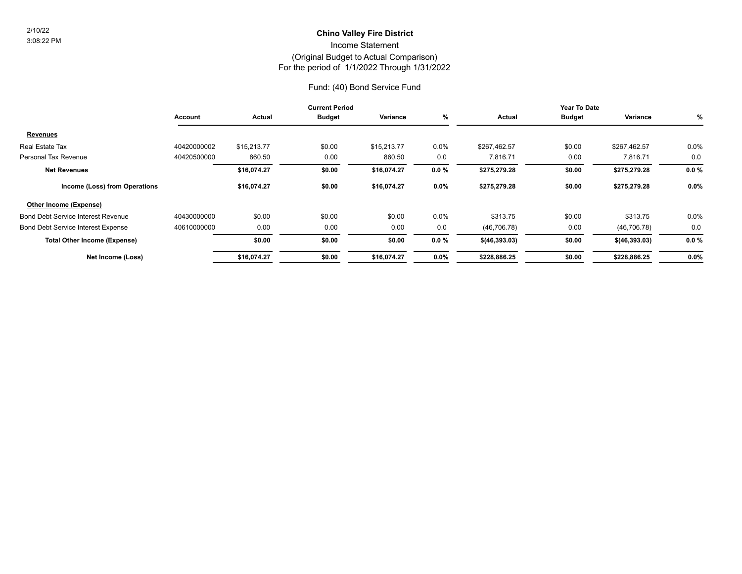2/10/22
3:08:22 PM

# Chino Valley Fire District

## Income Statement

## (Original Budget to Actual Comparison)

## For the period of 1/1/2022 Through 1/31/2022

### Fund: (40) Bond Service Fund

| | | Current Period | | | | Year To Date | | | |
|---|---|---|---|---|---|---|---|---|---|
| | Account | Actual | Budget | Variance | % | Actual | Budget | Variance | % |
| **Revenues** | | | | | | | | | |
| Real Estate Tax | 40420000002 | $15,213.77 | $0.00 | $15,213.77 | 0.0% | $267,462.57 | $0.00 | $267,462.57 | 0.0% |
| Personal Tax Revenue | 40420500000 | 860.50 | 0.00 | 860.50 | 0.0 | 7,816.71 | 0.00 | 7,816.71 | 0.0 |
| **Net Revenues** | | **$16,074.27** | **$0.00** | **$16,074.27** | **0.0 %** | **$275,279.28** | **$0.00** | **$275,279.28** | **0.0 %** |
| **Income (Loss) from Operations** | | **$16,074.27** | **$0.00** | **$16,074.27** | **0.0%** | **$275,279.28** | **$0.00** | **$275,279.28** | **0.0%** |
| **Other Income (Expense)** | | | | | | | | | |
| Bond Debt Service Interest Revenue | 40430000000 | $0.00 | $0.00 | $0.00 | 0.0% | $313.75 | $0.00 | $313.75 | 0.0% |
| Bond Debt Service Interest Expense | 40610000000 | 0.00 | 0.00 | 0.00 | 0.0 | (46,706.78) | 0.00 | (46,706.78) | 0.0 |
| **Total Other Income (Expense)** | | **$0.00** | **$0.00** | **$0.00** | **0.0 %** | **$(46,393.03)** | **$0.00** | **$(46,393.03)** | **0.0 %** |
| **Net Income (Loss)** | | **$16,074.27** | **$0.00** | **$16,074.27** | **0.0%** | **$228,886.25** | **$0.00** | **$228,886.25** | **0.0%** |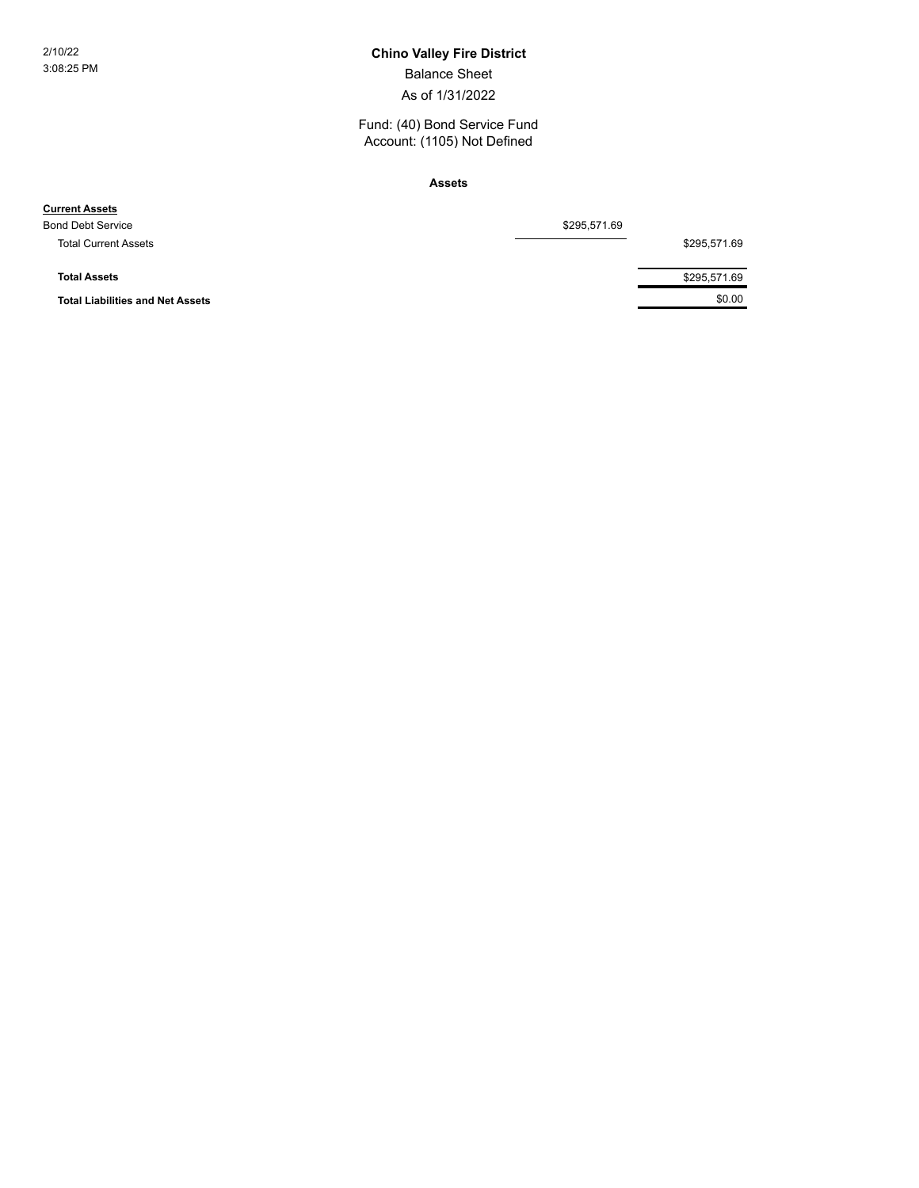2/10/22
3:08:25 PM

# Chino Valley Fire District

## Balance Sheet

As of 1/31/2022

Fund: (40) Bond Service Fund
Account: (1105) Not Defined

### Assets

| | | |
|---|---|---|
| **Current Assets** | | |
| Bond Debt Service | $295,571.69 | |
| Total Current Assets | | $295,571.69 |
| **Total Assets** | | $295,571.69 |
| **Total Liabilities and Net Assets** | | $0.00 |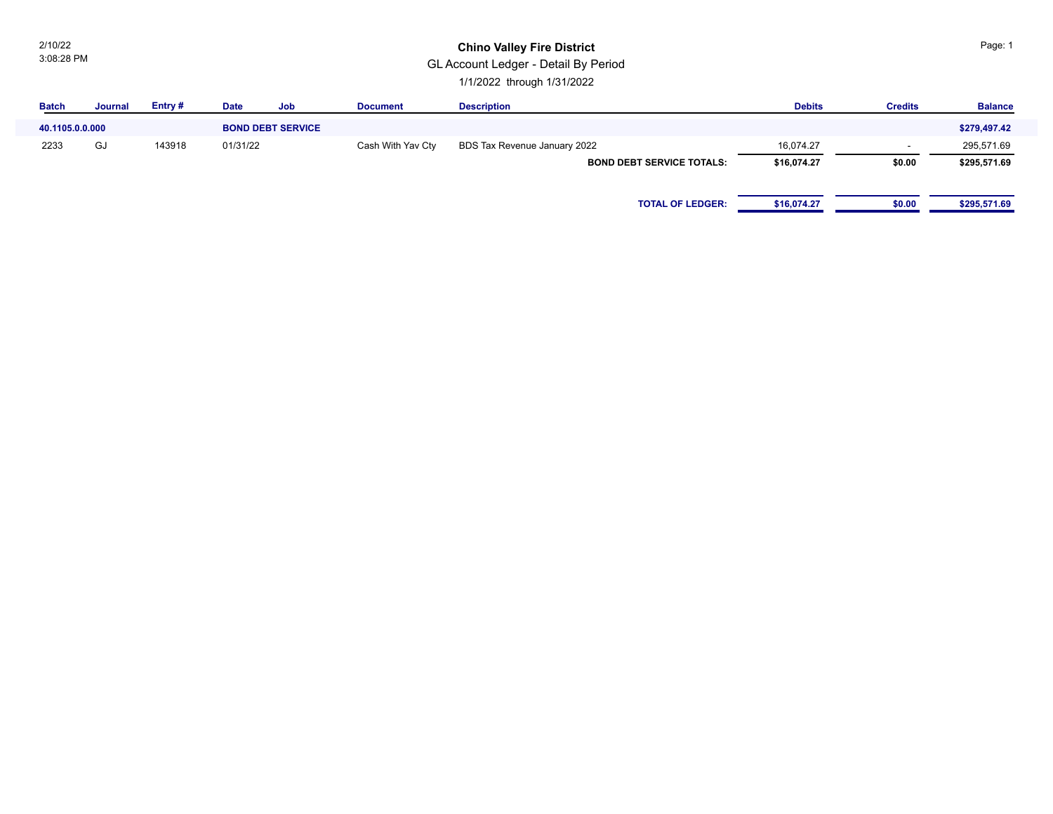2/10/22
3:08:28 PM

# Chino Valley Fire District

## GL Account Ledger - Detail By Period

1/1/2022 through 1/31/2022

| Batch | Journal | Entry # | Date | Job | Document | Description | Debits | Credits | Balance |
|---|---|---|---|---|---|---|---|---|---|
| **40.1105.0.0.000** | | | **BOND DEBT SERVICE** | | | | | | **$279,497.42** |
| 2233 | GJ | 143918 | 01/31/22 | | Cash With Yav Cty | BDS Tax Revenue January 2022 | 16,074.27 | - | 295,571.69 |
| | | | | | | **BOND DEBT SERVICE TOTALS:** | **$16,074.27** | **$0.00** | **$295,571.69** |
| | | | | | | **TOTAL OF LEDGER:** | **$16,074.27** | **$0.00** | **$295,571.69** |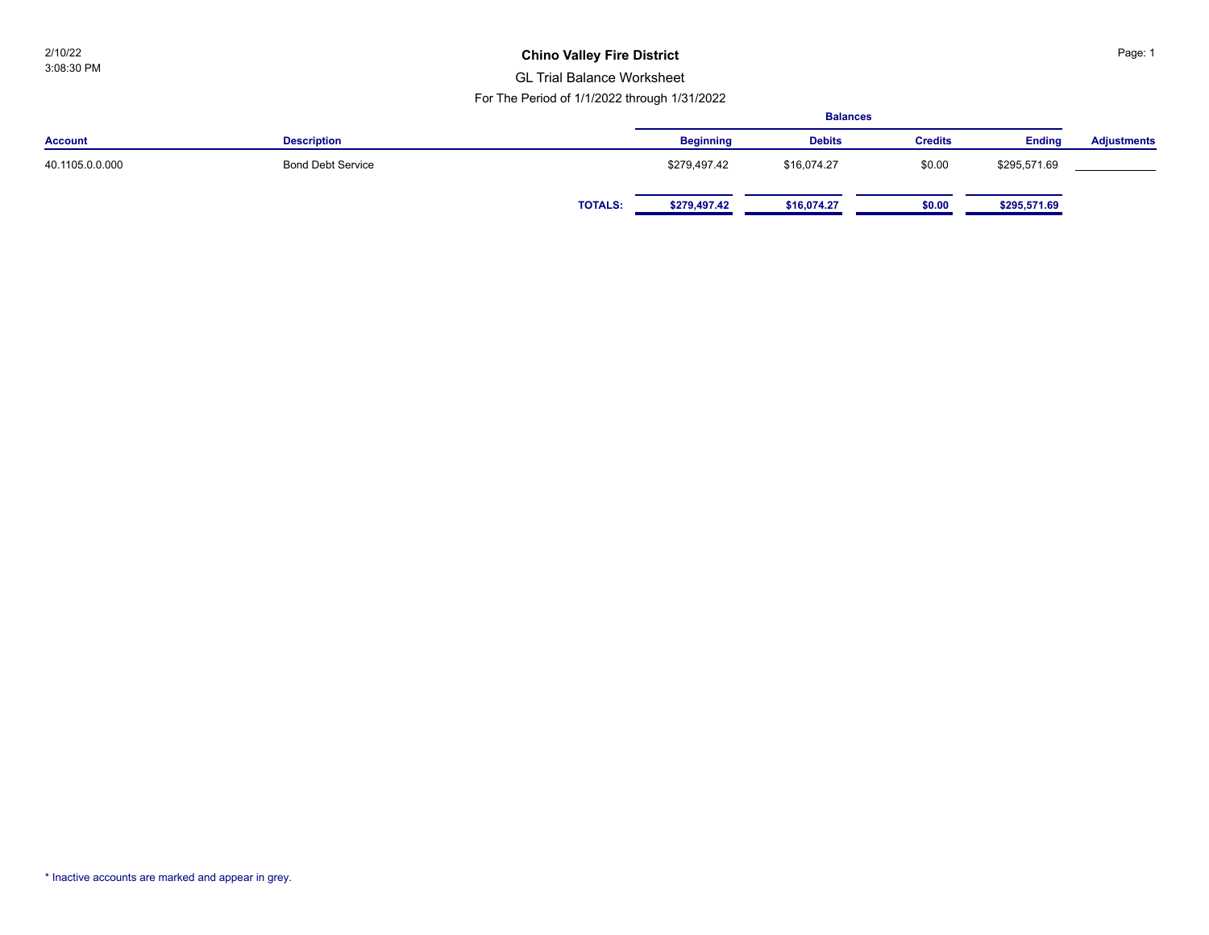2/10/22
3:08:30 PM

**Chino Valley Fire District**

GL Trial Balance Worksheet

For The Period of 1/1/2022 through 1/31/2022

| | | Balances | | | | |
|---|---|---|---|---|---|---|
| **Account** | **Description** | **Beginning** | **Debits** | **Credits** | **Ending** | **Adjustments** |
| 40.1105.0.0.000 | Bond Debt Service | $279,497.42 | $16,074.27 | $0.00 | $295,571.69 | |
| | **TOTALS:** | **$279,497.42** | **$16,074.27** | **$0.00** | **$295,571.69** | |

* Inactive accounts are marked and appear in grey.